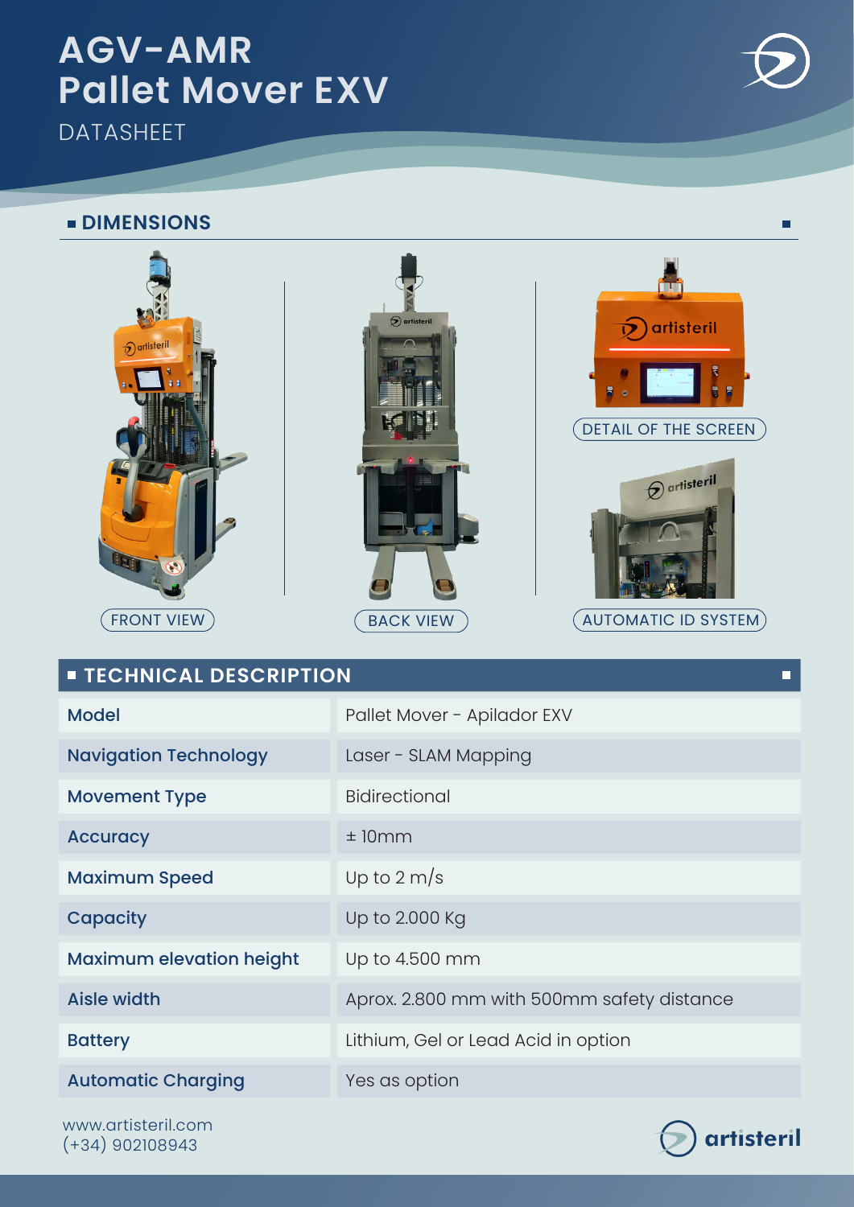# AGV-AMR Pallet Mover EXV

DATASHEET

## DIMENSIONS

FRONT VIEW

BACK VIEW

DETAIL OF THE SCREEN

AUTOMATIC ID SYSTEM

## TECHNICAL DESCRIPTION

| | |
|---|---|
| Model | Pallet Mover - Apilador EXV |
| Navigation Technology | Laser - SLAM Mapping |
| Movement Type | Bidirectional |
| Accuracy | ± 10mm |
| Maximum Speed | Up to 2 m/s |
| Capacity | Up to 2.000 Kg |
| Maximum elevation height | Up to 4.500 mm |
| Aisle width | Aprox. 2.800 mm with 500mm safety distance |
| Battery | Lithium, Gel or Lead Acid in option |
| Automatic Charging | Yes as option |

www.artisteril.com
(+34) 902108943

artisteril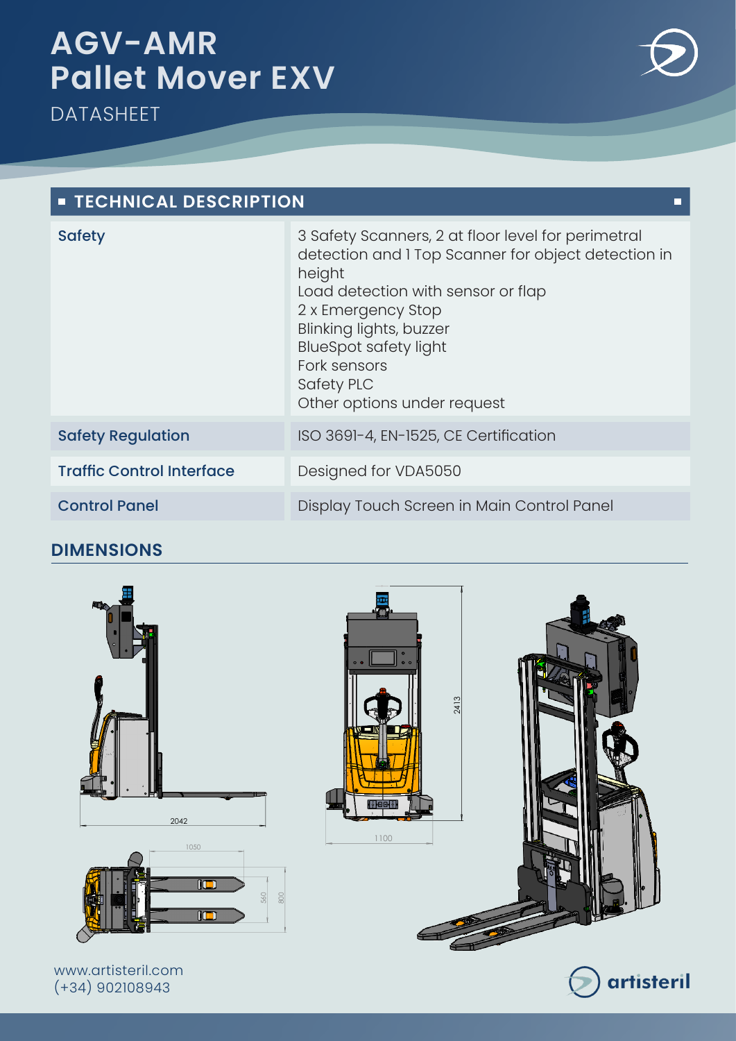# AGV-AMR
# Pallet Mover EXV

DATASHEET

## TECHNICAL DESCRIPTION

| | |
|---|---|
| Safety | 3 Safety Scanners, 2 at floor level for perimetral detection and 1 Top Scanner for object detection in height<br>Load detection with sensor or flap<br>2 x Emergency Stop<br>Blinking lights, buzzer<br>BlueSpot safety light<br>Fork sensors<br>Safety PLC<br>Other options under request |
| Safety Regulation | ISO 3691-4, EN-1525, CE Certification |
| Traffic Control Interface | Designed for VDA5050 |
| Control Panel | Display Touch Screen in Main Control Panel |

## DIMENSIONS

2042

2413

1100

1050

560

800

www.artisteril.com
(+34) 902108943

artisteril